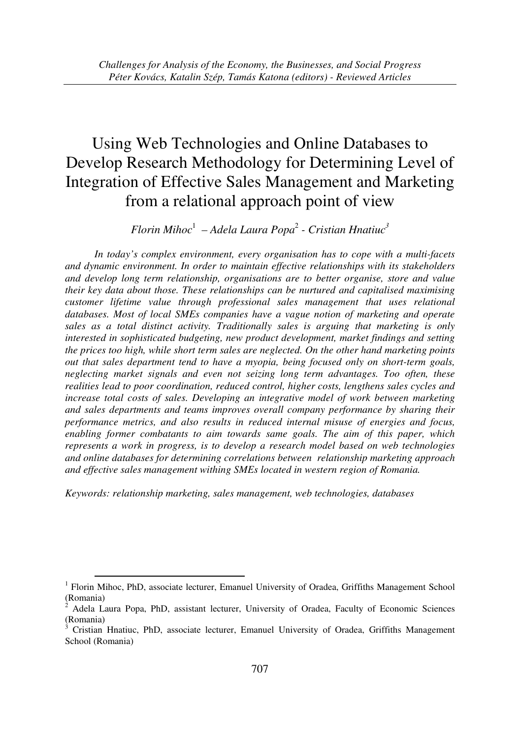# Using Web Technologies and Online Databases to Develop Research Methodology for Determining Level of Integration of Effective Sales Management and Marketing from a relational approach point of view

*Florin Mihoc*[1] *– Adela Laura Popa*[2] *- Cristian Hnatiuc*[3]

*In today's complex environment, every organisation has to cope with a multi-facets and dynamic environment. In order to maintain effective relationships with its stakeholders and develop long term relationship, organisations are to better organise, store and value their key data about those. These relationships can be nurtured and capitalised maximising customer lifetime value through professional sales management that uses relational databases. Most of local SMEs companies have a vague notion of marketing and operate sales as a total distinct activity. Traditionally sales is arguing that marketing is only interested in sophisticated budgeting, new product development, market findings and setting the prices too high, while short term sales are neglected. On the other hand marketing points out that sales department tend to have a myopia, being focused only on short-term goals, neglecting market signals and even not seizing long term advantages. Too often, these realities lead to poor coordination, reduced control, higher costs, lengthens sales cycles and increase total costs of sales. Developing an integrative model of work between marketing and sales departments and teams improves overall company performance by sharing their performance metrics, and also results in reduced internal misuse of energies and focus, enabling former combatants to aim towards same goals. The aim of this paper, which represents a work in progress, is to develop a research model based on web technologies and online databases for determining correlations between relationship marketing approach and effective sales management withing SMEs located in western region of Romania.*

*Keywords: relationship marketing, sales management, web technologies, databases*

---

[1] Florin Mihoc, PhD, associate lecturer, Emanuel University of Oradea, Griffiths Management School (Romania)

[2] Adela Laura Popa, PhD, assistant lecturer, University of Oradea, Faculty of Economic Sciences (Romania)

[3] Cristian Hnatiuc, PhD, associate lecturer, Emanuel University of Oradea, Griffiths Management School (Romania)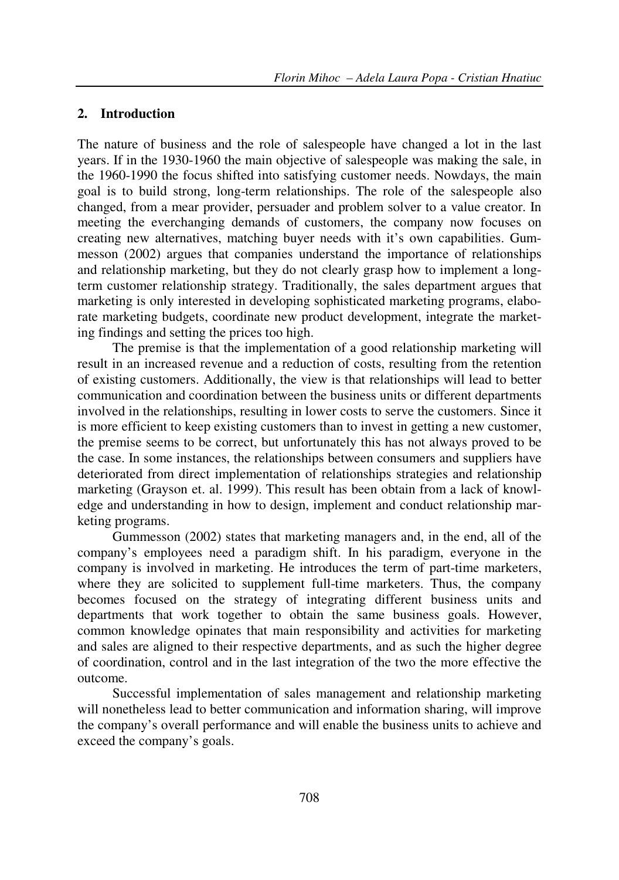## 2. Introduction

The nature of business and the role of salespeople have changed a lot in the last years. If in the 1930-1960 the main objective of salespeople was making the sale, in the 1960-1990 the focus shifted into satisfying customer needs. Nowdays, the main goal is to build strong, long-term relationships. The role of the salespeople also changed, from a mear provider, persuader and problem solver to a value creator. In meeting the everchanging demands of customers, the company now focuses on creating new alternatives, matching buyer needs with it's own capabilities. Gummesson (2002) argues that companies understand the importance of relationships and relationship marketing, but they do not clearly grasp how to implement a long-term customer relationship strategy. Traditionally, the sales department argues that marketing is only interested in developing sophisticated marketing programs, elaborate marketing budgets, coordinate new product development, integrate the marketing findings and setting the prices too high.

The premise is that the implementation of a good relationship marketing will result in an increased revenue and a reduction of costs, resulting from the retention of existing customers. Additionally, the view is that relationships will lead to better communication and coordination between the business units or different departments involved in the relationships, resulting in lower costs to serve the customers. Since it is more efficient to keep existing customers than to invest in getting a new customer, the premise seems to be correct, but unfortunately this has not always proved to be the case. In some instances, the relationships between consumers and suppliers have deteriorated from direct implementation of relationships strategies and relationship marketing (Grayson et. al. 1999). This result has been obtain from a lack of knowledge and understanding in how to design, implement and conduct relationship marketing programs.

Gummesson (2002) states that marketing managers and, in the end, all of the company's employees need a paradigm shift. In his paradigm, everyone in the company is involved in marketing. He introduces the term of part-time marketers, where they are solicited to supplement full-time marketers. Thus, the company becomes focused on the strategy of integrating different business units and departments that work together to obtain the same business goals. However, common knowledge opinates that main responsibility and activities for marketing and sales are aligned to their respective departments, and as such the higher degree of coordination, control and in the last integration of the two the more effective the outcome.

Successful implementation of sales management and relationship marketing will nonetheless lead to better communication and information sharing, will improve the company's overall performance and will enable the business units to achieve and exceed the company's goals.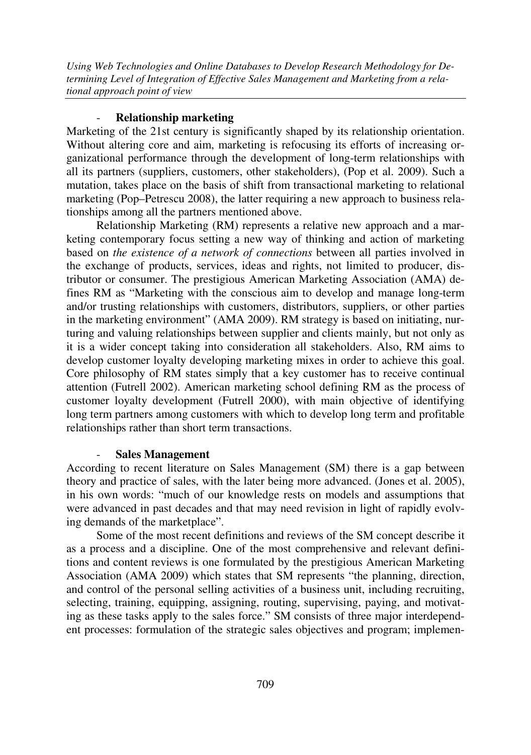- **Relationship marketing**

Marketing of the 21st century is significantly shaped by its relationship orientation. Without altering core and aim, marketing is refocusing its efforts of increasing organizational performance through the development of long-term relationships with all its partners (suppliers, customers, other stakeholders), (Pop et al. 2009). Such a mutation, takes place on the basis of shift from transactional marketing to relational marketing (Pop–Petrescu 2008), the latter requiring a new approach to business relationships among all the partners mentioned above.

Relationship Marketing (RM) represents a relative new approach and a marketing contemporary focus setting a new way of thinking and action of marketing based on *the existence of a network of connections* between all parties involved in the exchange of products, services, ideas and rights, not limited to producer, distributor or consumer. The prestigious American Marketing Association (AMA) defines RM as "Marketing with the conscious aim to develop and manage long-term and/or trusting relationships with customers, distributors, suppliers, or other parties in the marketing environment" (AMA 2009). RM strategy is based on initiating, nurturing and valuing relationships between supplier and clients mainly, but not only as it is a wider concept taking into consideration all stakeholders. Also, RM aims to develop customer loyalty developing marketing mixes in order to achieve this goal. Core philosophy of RM states simply that a key customer has to receive continual attention (Futrell 2002). American marketing school defining RM as the process of customer loyalty development (Futrell 2000), with main objective of identifying long term partners among customers with which to develop long term and profitable relationships rather than short term transactions.

- **Sales Management**

According to recent literature on Sales Management (SM) there is a gap between theory and practice of sales, with the later being more advanced. (Jones et al. 2005), in his own words: "much of our knowledge rests on models and assumptions that were advanced in past decades and that may need revision in light of rapidly evolving demands of the marketplace".

Some of the most recent definitions and reviews of the SM concept describe it as a process and a discipline. One of the most comprehensive and relevant definitions and content reviews is one formulated by the prestigious American Marketing Association (AMA 2009) which states that SM represents "the planning, direction, and control of the personal selling activities of a business unit, including recruiting, selecting, training, equipping, assigning, routing, supervising, paying, and motivating as these tasks apply to the sales force." SM consists of three major interdependent processes: formulation of the strategic sales objectives and program; implemen-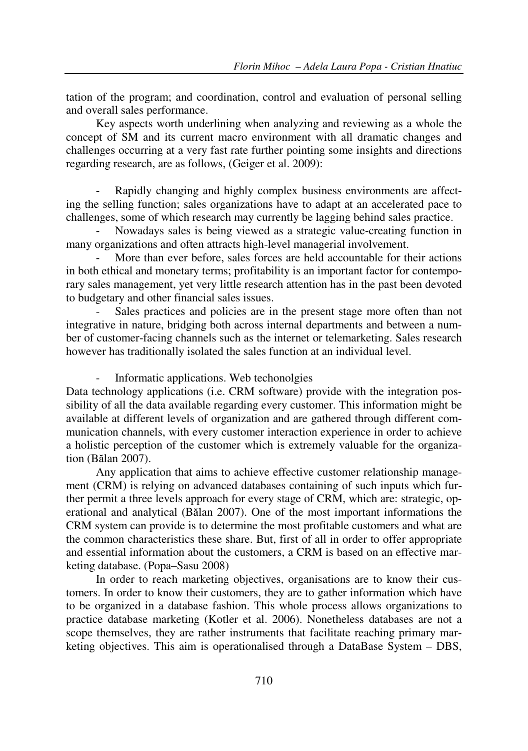tation of the program; and coordination, control and evaluation of personal selling and overall sales performance.

Key aspects worth underlining when analyzing and reviewing as a whole the concept of SM and its current macro environment with all dramatic changes and challenges occurring at a very fast rate further pointing some insights and directions regarding research, are as follows, (Geiger et al. 2009):

- Rapidly changing and highly complex business environments are affecting the selling function; sales organizations have to adapt at an accelerated pace to challenges, some of which research may currently be lagging behind sales practice.
- Nowadays sales is being viewed as a strategic value-creating function in many organizations and often attracts high-level managerial involvement.
- More than ever before, sales forces are held accountable for their actions in both ethical and monetary terms; profitability is an important factor for contemporary sales management, yet very little research attention has in the past been devoted to budgetary and other financial sales issues.
- Sales practices and policies are in the present stage more often than not integrative in nature, bridging both across internal departments and between a number of customer-facing channels such as the internet or telemarketing. Sales research however has traditionally isolated the sales function at an individual level.

- Informatic applications. Web techonolgies

Data technology applications (i.e. CRM software) provide with the integration possibility of all the data available regarding every customer. This information might be available at different levels of organization and are gathered through different communication channels, with every customer interaction experience in order to achieve a holistic perception of the customer which is extremely valuable for the organization (Bălan 2007).

Any application that aims to achieve effective customer relationship management (CRM) is relying on advanced databases containing of such inputs which further permit a three levels approach for every stage of CRM, which are: strategic, operational and analytical (Bălan 2007). One of the most important informations the CRM system can provide is to determine the most profitable customers and what are the common characteristics these share. But, first of all in order to offer appropriate and essential information about the customers, a CRM is based on an effective marketing database. (Popa–Sasu 2008)

In order to reach marketing objectives, organisations are to know their customers. In order to know their customers, they are to gather information which have to be organized in a database fashion. This whole process allows organizations to practice database marketing (Kotler et al. 2006). Nonetheless databases are not a scope themselves, they are rather instruments that facilitate reaching primary marketing objectives. This aim is operationalised through a DataBase System – DBS,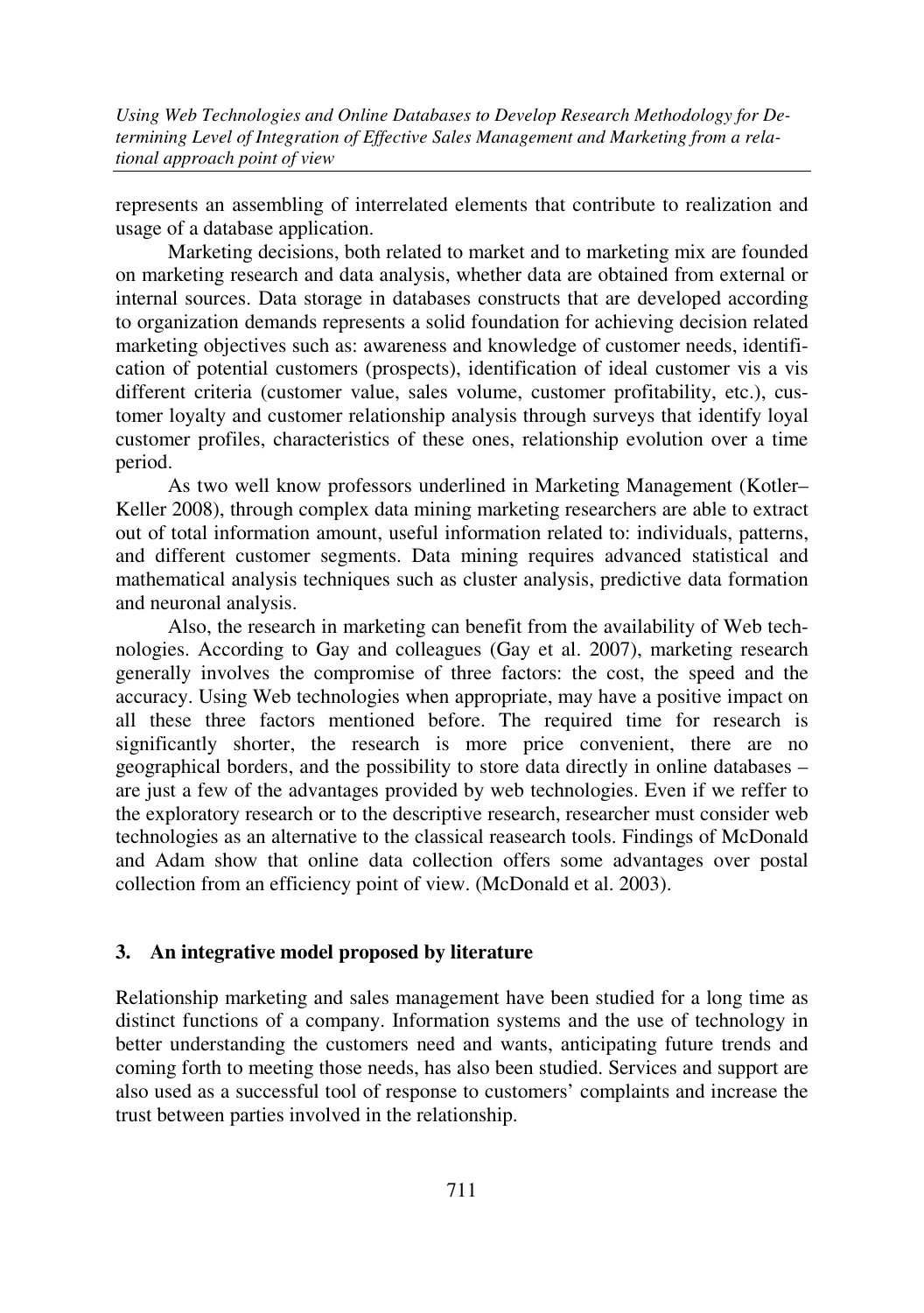represents an assembling of interrelated elements that contribute to realization and usage of a database application.

Marketing decisions, both related to market and to marketing mix are founded on marketing research and data analysis, whether data are obtained from external or internal sources. Data storage in databases constructs that are developed according to organization demands represents a solid foundation for achieving decision related marketing objectives such as: awareness and knowledge of customer needs, identification of potential customers (prospects), identification of ideal customer vis a vis different criteria (customer value, sales volume, customer profitability, etc.), customer loyalty and customer relationship analysis through surveys that identify loyal customer profiles, characteristics of these ones, relationship evolution over a time period.

As two well know professors underlined in Marketing Management (Kotler–Keller 2008), through complex data mining marketing researchers are able to extract out of total information amount, useful information related to: individuals, patterns, and different customer segments. Data mining requires advanced statistical and mathematical analysis techniques such as cluster analysis, predictive data formation and neuronal analysis.

Also, the research in marketing can benefit from the availability of Web technologies. According to Gay and colleagues (Gay et al. 2007), marketing research generally involves the compromise of three factors: the cost, the speed and the accuracy. Using Web technologies when appropriate, may have a positive impact on all these three factors mentioned before. The required time for research is significantly shorter, the research is more price convenient, there are no geographical borders, and the possibility to store data directly in online databases – are just a few of the advantages provided by web technologies. Even if we reffer to the exploratory research or to the descriptive research, researcher must consider web technologies as an alternative to the classical reasearch tools. Findings of McDonald and Adam show that online data collection offers some advantages over postal collection from an efficiency point of view. (McDonald et al. 2003).

## 3. An integrative model proposed by literature

Relationship marketing and sales management have been studied for a long time as distinct functions of a company. Information systems and the use of technology in better understanding the customers need and wants, anticipating future trends and coming forth to meeting those needs, has also been studied. Services and support are also used as a successful tool of response to customers' complaints and increase the trust between parties involved in the relationship.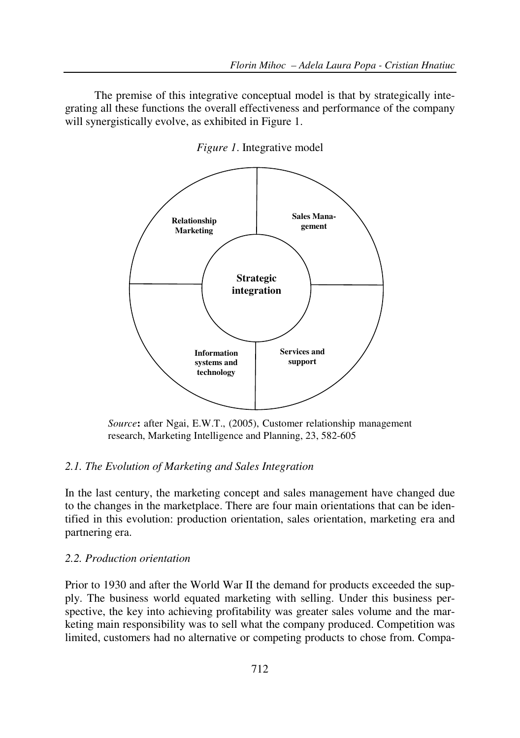The premise of this integrative conceptual model is that by strategically integrating all these functions the overall effectiveness and performance of the company will synergistically evolve, as exhibited in Figure 1.

*Figure 1*. Integrative model

Relationship Marketing

Sales Management

Strategic integration

Information systems and technology

Services and support

*Source*: after Ngai, E.W.T., (2005), Customer relationship management research, Marketing Intelligence and Planning, 23, 582-605

### *2.1. The Evolution of Marketing and Sales Integration*

In the last century, the marketing concept and sales management have changed due to the changes in the marketplace. There are four main orientations that can be identified in this evolution: production orientation, sales orientation, marketing era and partnering era.

### *2.2. Production orientation*

Prior to 1930 and after the World War II the demand for products exceeded the supply. The business world equated marketing with selling. Under this business perspective, the key into achieving profitability was greater sales volume and the marketing main responsibility was to sell what the company produced. Competition was limited, customers had no alternative or competing products to chose from. Compa-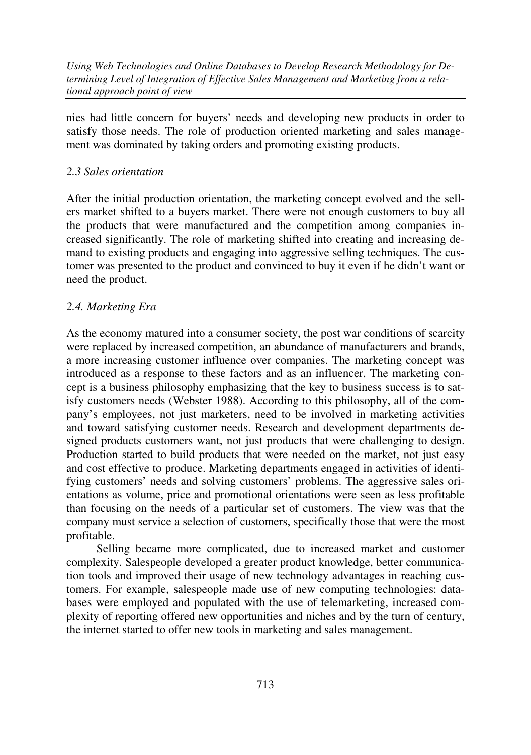nies had little concern for buyers' needs and developing new products in order to satisfy those needs. The role of production oriented marketing and sales management was dominated by taking orders and promoting existing products.

### *2.3 Sales orientation*

After the initial production orientation, the marketing concept evolved and the sellers market shifted to a buyers market. There were not enough customers to buy all the products that were manufactured and the competition among companies increased significantly. The role of marketing shifted into creating and increasing demand to existing products and engaging into aggressive selling techniques. The customer was presented to the product and convinced to buy it even if he didn't want or need the product.

### *2.4. Marketing Era*

As the economy matured into a consumer society, the post war conditions of scarcity were replaced by increased competition, an abundance of manufacturers and brands, a more increasing customer influence over companies. The marketing concept was introduced as a response to these factors and as an influencer. The marketing concept is a business philosophy emphasizing that the key to business success is to satisfy customers needs (Webster 1988). According to this philosophy, all of the company's employees, not just marketers, need to be involved in marketing activities and toward satisfying customer needs. Research and development departments designed products customers want, not just products that were challenging to design. Production started to build products that were needed on the market, not just easy and cost effective to produce. Marketing departments engaged in activities of identifying customers' needs and solving customers' problems. The aggressive sales orientations as volume, price and promotional orientations were seen as less profitable than focusing on the needs of a particular set of customers. The view was that the company must service a selection of customers, specifically those that were the most profitable.

Selling became more complicated, due to increased market and customer complexity. Salespeople developed a greater product knowledge, better communication tools and improved their usage of new technology advantages in reaching customers. For example, salespeople made use of new computing technologies: databases were employed and populated with the use of telemarketing, increased complexity of reporting offered new opportunities and niches and by the turn of century, the internet started to offer new tools in marketing and sales management.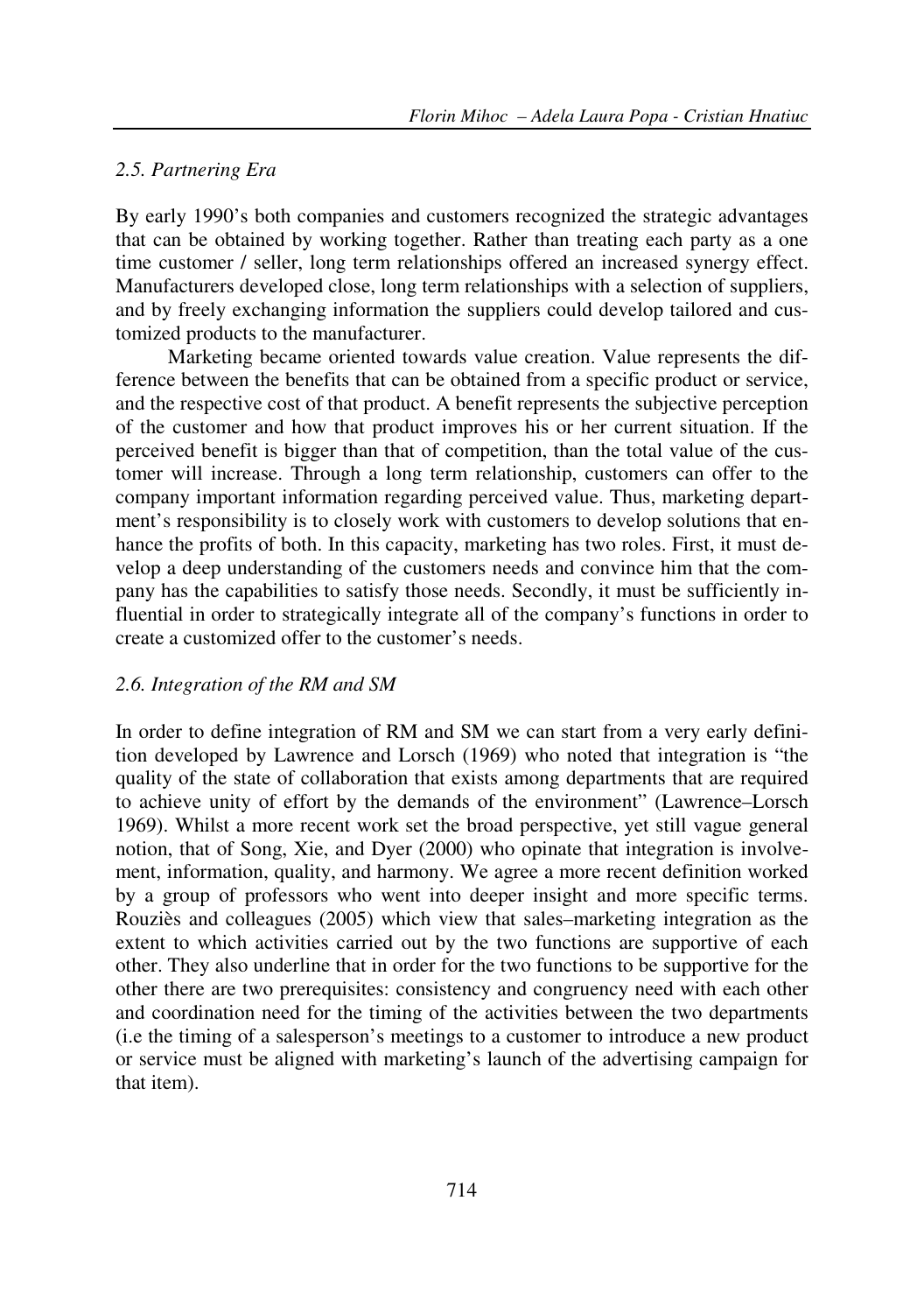### *2.5. Partnering Era*

By early 1990's both companies and customers recognized the strategic advantages that can be obtained by working together. Rather than treating each party as a one time customer / seller, long term relationships offered an increased synergy effect. Manufacturers developed close, long term relationships with a selection of suppliers, and by freely exchanging information the suppliers could develop tailored and customized products to the manufacturer.

Marketing became oriented towards value creation. Value represents the difference between the benefits that can be obtained from a specific product or service, and the respective cost of that product. A benefit represents the subjective perception of the customer and how that product improves his or her current situation. If the perceived benefit is bigger than that of competition, than the total value of the customer will increase. Through a long term relationship, customers can offer to the company important information regarding perceived value. Thus, marketing department's responsibility is to closely work with customers to develop solutions that enhance the profits of both. In this capacity, marketing has two roles. First, it must develop a deep understanding of the customers needs and convince him that the company has the capabilities to satisfy those needs. Secondly, it must be sufficiently influential in order to strategically integrate all of the company's functions in order to create a customized offer to the customer's needs.

### *2.6. Integration of the RM and SM*

In order to define integration of RM and SM we can start from a very early definition developed by Lawrence and Lorsch (1969) who noted that integration is "the quality of the state of collaboration that exists among departments that are required to achieve unity of effort by the demands of the environment" (Lawrence–Lorsch 1969). Whilst a more recent work set the broad perspective, yet still vague general notion, that of Song, Xie, and Dyer (2000) who opinate that integration is involvement, information, quality, and harmony. We agree a more recent definition worked by a group of professors who went into deeper insight and more specific terms. Rouziès and colleagues (2005) which view that sales–marketing integration as the extent to which activities carried out by the two functions are supportive of each other. They also underline that in order for the two functions to be supportive for the other there are two prerequisites: consistency and congruency need with each other and coordination need for the timing of the activities between the two departments (i.e the timing of a salesperson's meetings to a customer to introduce a new product or service must be aligned with marketing's launch of the advertising campaign for that item).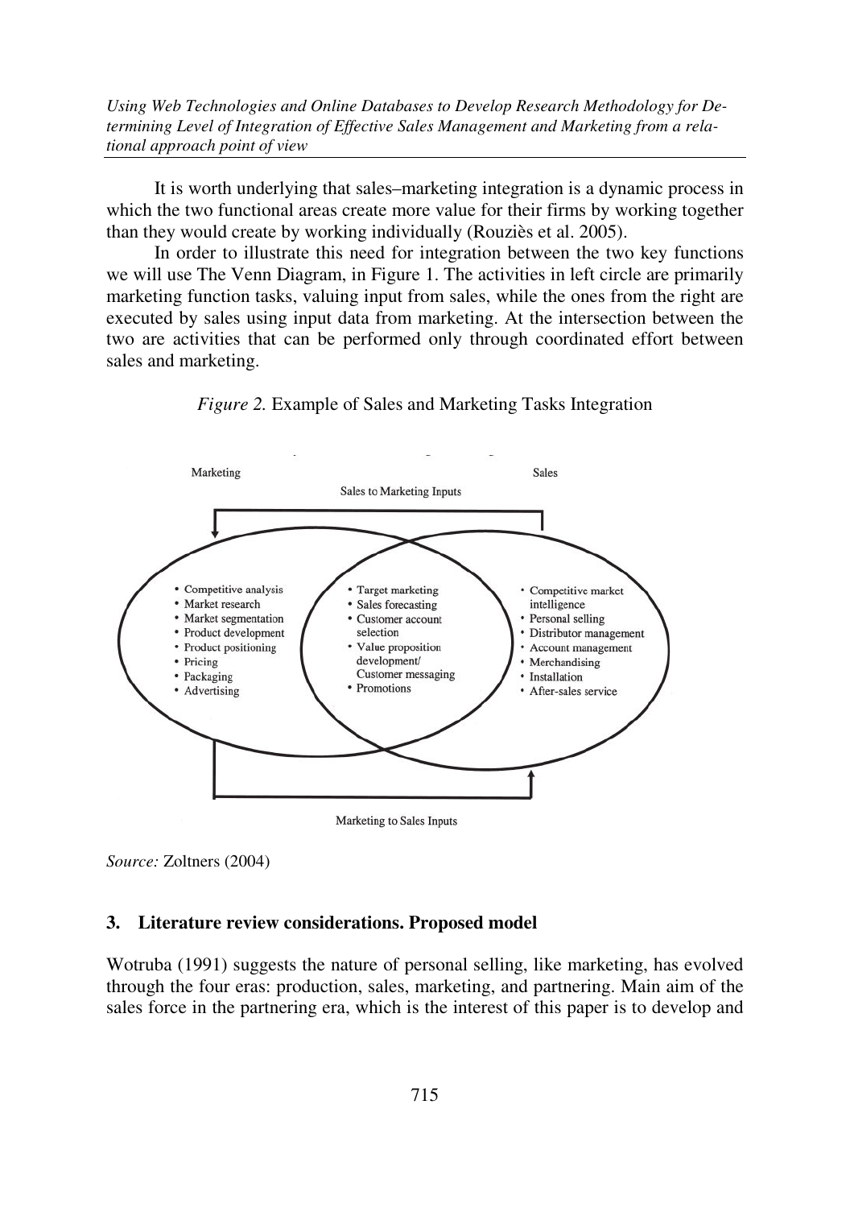It is worth underlying that sales–marketing integration is a dynamic process in which the two functional areas create more value for their firms by working together than they would create by working individually (Rouziès et al. 2005).

In order to illustrate this need for integration between the two key functions we will use The Venn Diagram, in Figure 1. The activities in left circle are primarily marketing function tasks, valuing input from sales, while the ones from the right are executed by sales using input data from marketing. At the intersection between the two are activities that can be performed only through coordinated effort between sales and marketing.

*Figure 2.* Example of Sales and Marketing Tasks Integration

Marketing | Sales

Sales to Marketing Inputs

| Marketing | Intersection | Sales |
|---|---|---|
| • Competitive analysis<br>• Market research<br>• Market segmentation<br>• Product development<br>• Product positioning<br>• Pricing<br>• Packaging<br>• Advertising | • Target marketing<br>• Sales forecasting<br>• Customer account selection<br>• Value proposition development/ Customer messaging<br>• Promotions | • Competitive market intelligence<br>• Personal selling<br>• Distributor management<br>• Account management<br>• Merchandising<br>• Installation<br>• After-sales service |

Marketing to Sales Inputs

*Source:* Zoltners (2004)

## 3. Literature review considerations. Proposed model

Wotruba (1991) suggests the nature of personal selling, like marketing, has evolved through the four eras: production, sales, marketing, and partnering. Main aim of the sales force in the partnering era, which is the interest of this paper is to develop and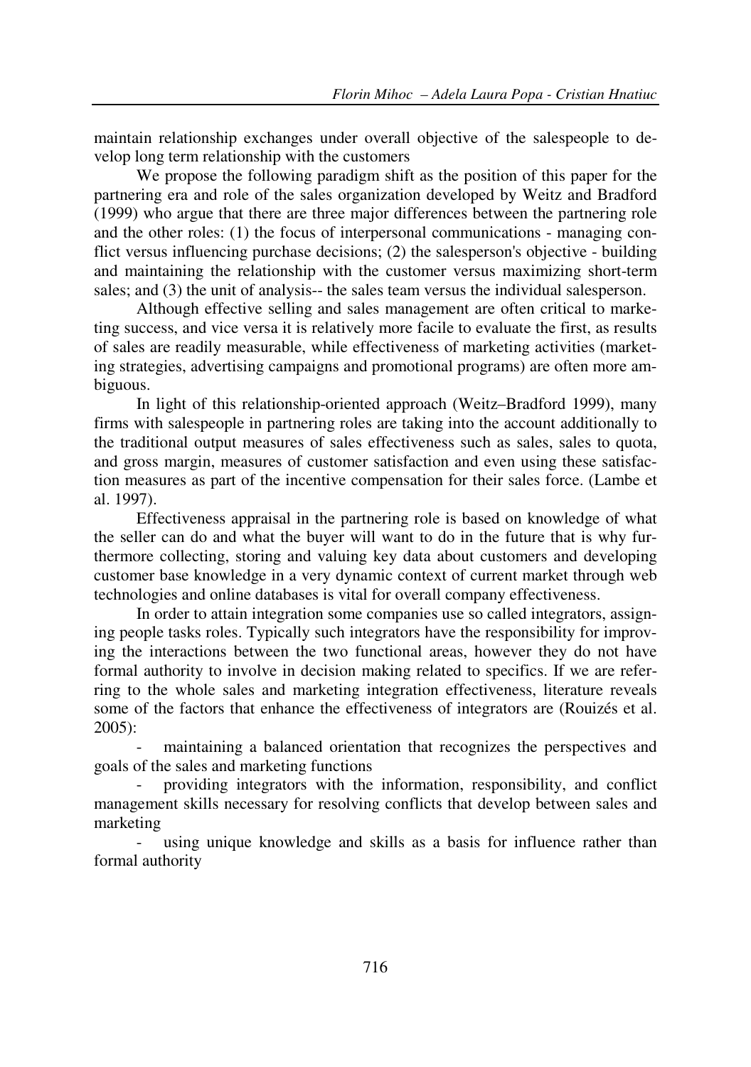maintain relationship exchanges under overall objective of the salespeople to develop long term relationship with the customers

We propose the following paradigm shift as the position of this paper for the partnering era and role of the sales organization developed by Weitz and Bradford (1999) who argue that there are three major differences between the partnering role and the other roles: (1) the focus of interpersonal communications - managing conflict versus influencing purchase decisions; (2) the salesperson's objective - building and maintaining the relationship with the customer versus maximizing short-term sales; and (3) the unit of analysis-- the sales team versus the individual salesperson.

Although effective selling and sales management are often critical to marketing success, and vice versa it is relatively more facile to evaluate the first, as results of sales are readily measurable, while effectiveness of marketing activities (marketing strategies, advertising campaigns and promotional programs) are often more ambiguous.

In light of this relationship-oriented approach (Weitz–Bradford 1999), many firms with salespeople in partnering roles are taking into the account additionally to the traditional output measures of sales effectiveness such as sales, sales to quota, and gross margin, measures of customer satisfaction and even using these satisfaction measures as part of the incentive compensation for their sales force. (Lambe et al. 1997).

Effectiveness appraisal in the partnering role is based on knowledge of what the seller can do and what the buyer will want to do in the future that is why furthermore collecting, storing and valuing key data about customers and developing customer base knowledge in a very dynamic context of current market through web technologies and online databases is vital for overall company effectiveness.

In order to attain integration some companies use so called integrators, assigning people tasks roles. Typically such integrators have the responsibility for improving the interactions between the two functional areas, however they do not have formal authority to involve in decision making related to specifics. If we are referring to the whole sales and marketing integration effectiveness, literature reveals some of the factors that enhance the effectiveness of integrators are (Rouizés et al. 2005):

- maintaining a balanced orientation that recognizes the perspectives and goals of the sales and marketing functions
- providing integrators with the information, responsibility, and conflict management skills necessary for resolving conflicts that develop between sales and marketing
- using unique knowledge and skills as a basis for influence rather than formal authority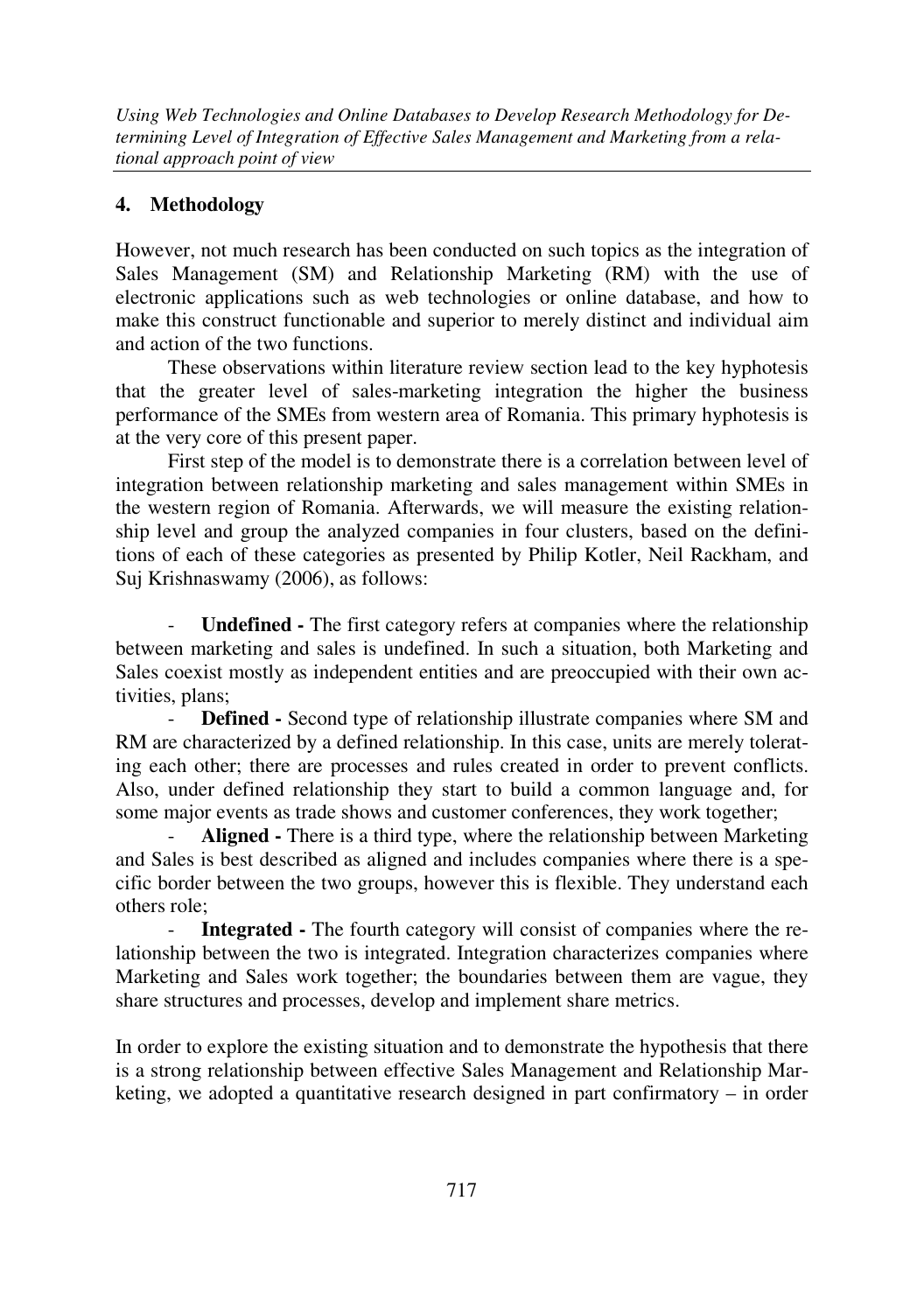## 4. Methodology

However, not much research has been conducted on such topics as the integration of Sales Management (SM) and Relationship Marketing (RM) with the use of electronic applications such as web technologies or online database, and how to make this construct functionable and superior to merely distinct and individual aim and action of the two functions.

These observations within literature review section lead to the key hyphotesis that the greater level of sales-marketing integration the higher the business performance of the SMEs from western area of Romania. This primary hyphotesis is at the very core of this present paper.

First step of the model is to demonstrate there is a correlation between level of integration between relationship marketing and sales management within SMEs in the western region of Romania. Afterwards, we will measure the existing relationship level and group the analyzed companies in four clusters, based on the definitions of each of these categories as presented by Philip Kotler, Neil Rackham, and Suj Krishnaswamy (2006), as follows:

- **Undefined -** The first category refers at companies where the relationship between marketing and sales is undefined. In such a situation, both Marketing and Sales coexist mostly as independent entities and are preoccupied with their own activities, plans;
- **Defined -** Second type of relationship illustrate companies where SM and RM are characterized by a defined relationship. In this case, units are merely tolerating each other; there are processes and rules created in order to prevent conflicts. Also, under defined relationship they start to build a common language and, for some major events as trade shows and customer conferences, they work together;
- **Aligned -** There is a third type, where the relationship between Marketing and Sales is best described as aligned and includes companies where there is a specific border between the two groups, however this is flexible. They understand each others role;
- **Integrated -** The fourth category will consist of companies where the relationship between the two is integrated. Integration characterizes companies where Marketing and Sales work together; the boundaries between them are vague, they share structures and processes, develop and implement share metrics.

In order to explore the existing situation and to demonstrate the hypothesis that there is a strong relationship between effective Sales Management and Relationship Marketing, we adopted a quantitative research designed in part confirmatory – in order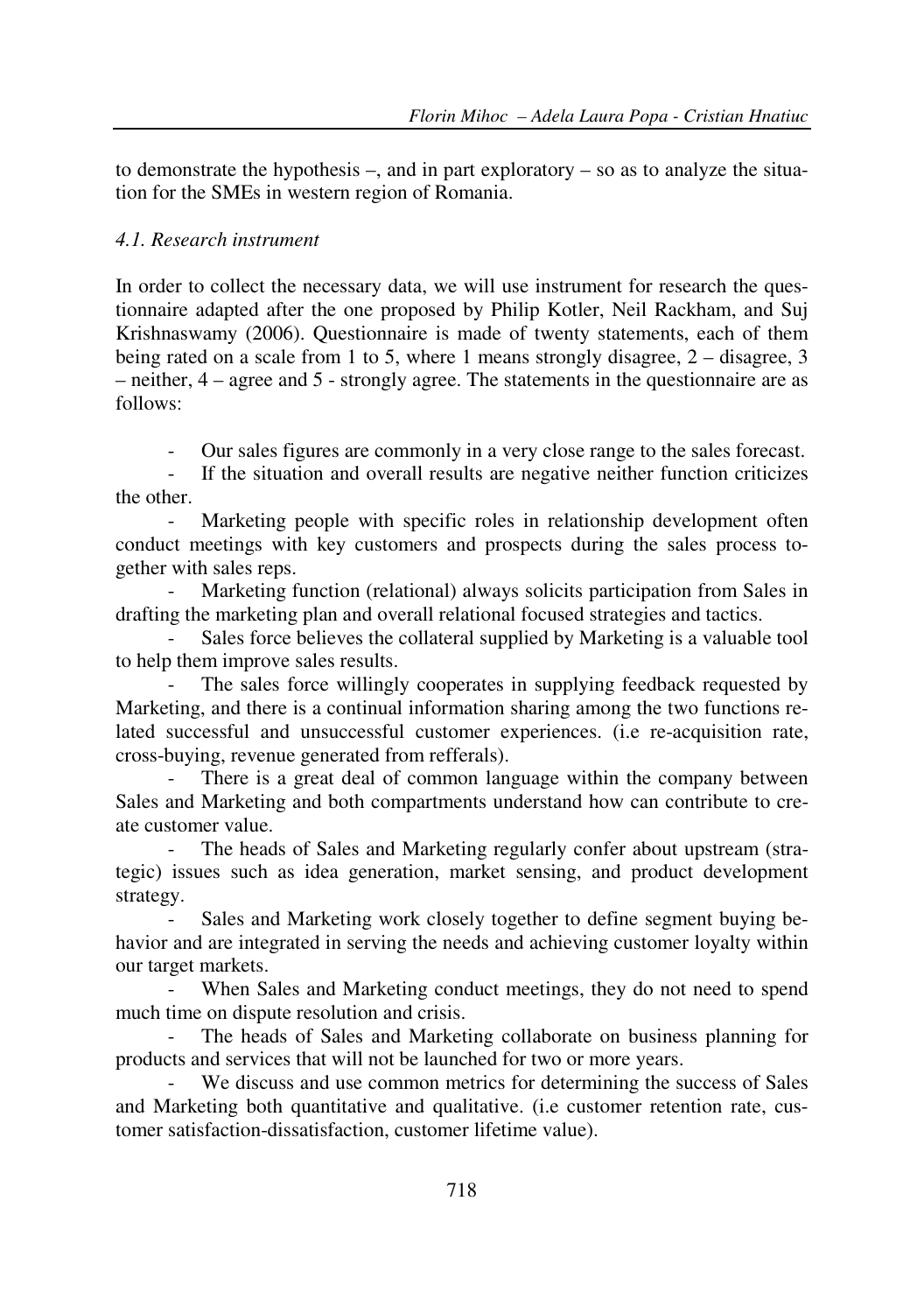to demonstrate the hypothesis –, and in part exploratory – so as to analyze the situation for the SMEs in western region of Romania.

### *4.1. Research instrument*

In order to collect the necessary data, we will use instrument for research the questionnaire adapted after the one proposed by Philip Kotler, Neil Rackham, and Suj Krishnaswamy (2006). Questionnaire is made of twenty statements, each of them being rated on a scale from 1 to 5, where 1 means strongly disagree, 2 – disagree, 3 – neither, 4 – agree and 5 - strongly agree. The statements in the questionnaire are as follows:

- Our sales figures are commonly in a very close range to the sales forecast.
- If the situation and overall results are negative neither function criticizes the other.
- Marketing people with specific roles in relationship development often conduct meetings with key customers and prospects during the sales process together with sales reps.
- Marketing function (relational) always solicits participation from Sales in drafting the marketing plan and overall relational focused strategies and tactics.
- Sales force believes the collateral supplied by Marketing is a valuable tool to help them improve sales results.
- The sales force willingly cooperates in supplying feedback requested by Marketing, and there is a continual information sharing among the two functions related successful and unsuccessful customer experiences. (i.e re-acquisition rate, cross-buying, revenue generated from refferals).
- There is a great deal of common language within the company between Sales and Marketing and both compartments understand how can contribute to create customer value.
- The heads of Sales and Marketing regularly confer about upstream (strategic) issues such as idea generation, market sensing, and product development strategy.
- Sales and Marketing work closely together to define segment buying behavior and are integrated in serving the needs and achieving customer loyalty within our target markets.
- When Sales and Marketing conduct meetings, they do not need to spend much time on dispute resolution and crisis.
- The heads of Sales and Marketing collaborate on business planning for products and services that will not be launched for two or more years.
- We discuss and use common metrics for determining the success of Sales and Marketing both quantitative and qualitative. (i.e customer retention rate, customer satisfaction-dissatisfaction, customer lifetime value).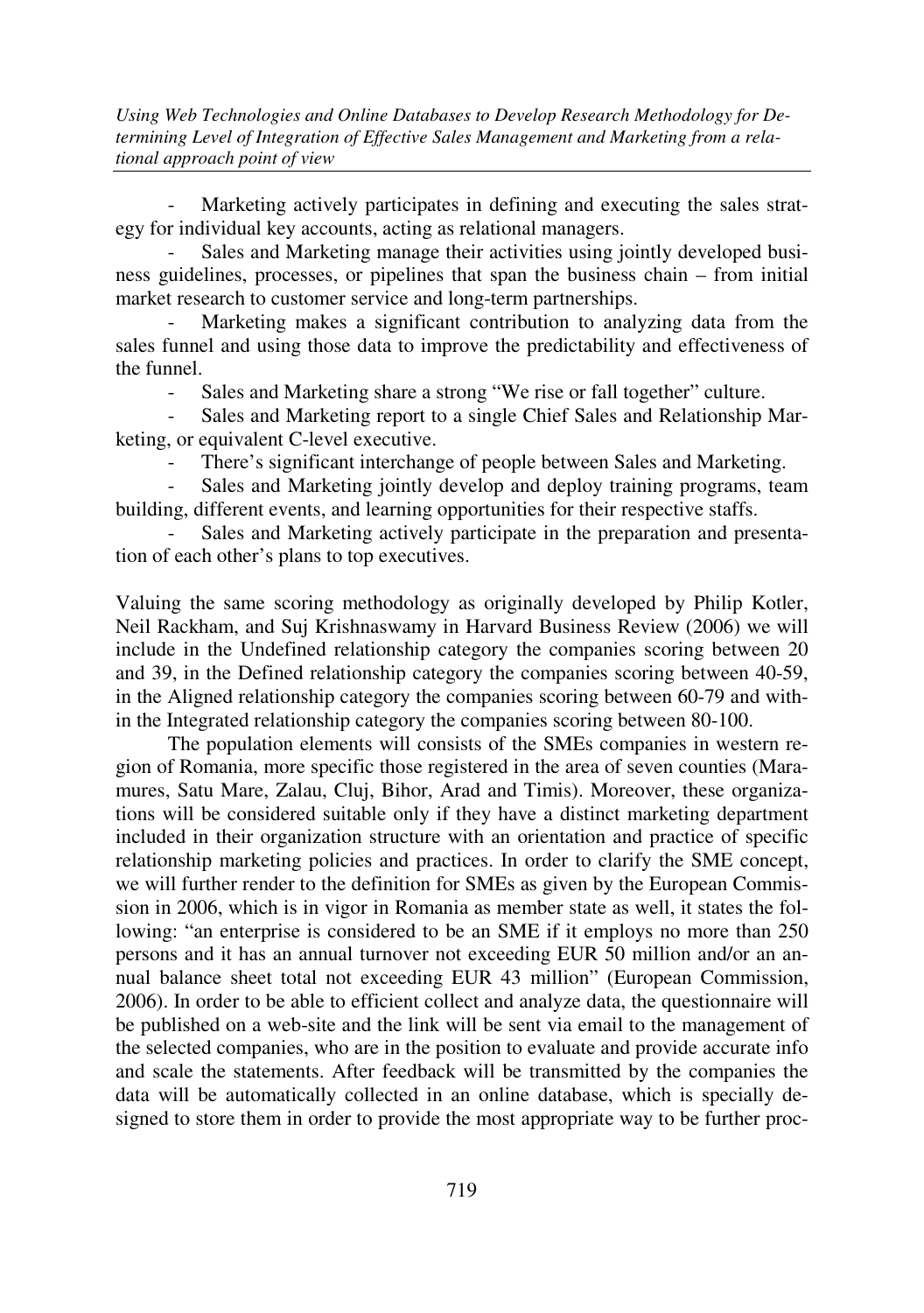- Marketing actively participates in defining and executing the sales strategy for individual key accounts, acting as relational managers.
- Sales and Marketing manage their activities using jointly developed business guidelines, processes, or pipelines that span the business chain – from initial market research to customer service and long-term partnerships.
- Marketing makes a significant contribution to analyzing data from the sales funnel and using those data to improve the predictability and effectiveness of the funnel.
- Sales and Marketing share a strong "We rise or fall together" culture.
- Sales and Marketing report to a single Chief Sales and Relationship Marketing, or equivalent C-level executive.
- There's significant interchange of people between Sales and Marketing.
- Sales and Marketing jointly develop and deploy training programs, team building, different events, and learning opportunities for their respective staffs.
- Sales and Marketing actively participate in the preparation and presentation of each other's plans to top executives.

Valuing the same scoring methodology as originally developed by Philip Kotler, Neil Rackham, and Suj Krishnaswamy in Harvard Business Review (2006) we will include in the Undefined relationship category the companies scoring between 20 and 39, in the Defined relationship category the companies scoring between 40-59, in the Aligned relationship category the companies scoring between 60-79 and within the Integrated relationship category the companies scoring between 80-100.

The population elements will consists of the SMEs companies in western region of Romania, more specific those registered in the area of seven counties (Maramures, Satu Mare, Zalau, Cluj, Bihor, Arad and Timis). Moreover, these organizations will be considered suitable only if they have a distinct marketing department included in their organization structure with an orientation and practice of specific relationship marketing policies and practices. In order to clarify the SME concept, we will further render to the definition for SMEs as given by the European Commission in 2006, which is in vigor in Romania as member state as well, it states the following: "an enterprise is considered to be an SME if it employs no more than 250 persons and it has an annual turnover not exceeding EUR 50 million and/or an annual balance sheet total not exceeding EUR 43 million" (European Commission, 2006). In order to be able to efficient collect and analyze data, the questionnaire will be published on a web-site and the link will be sent via email to the management of the selected companies, who are in the position to evaluate and provide accurate info and scale the statements. After feedback will be transmitted by the companies the data will be automatically collected in an online database, which is specially designed to store them in order to provide the most appropriate way to be further proc-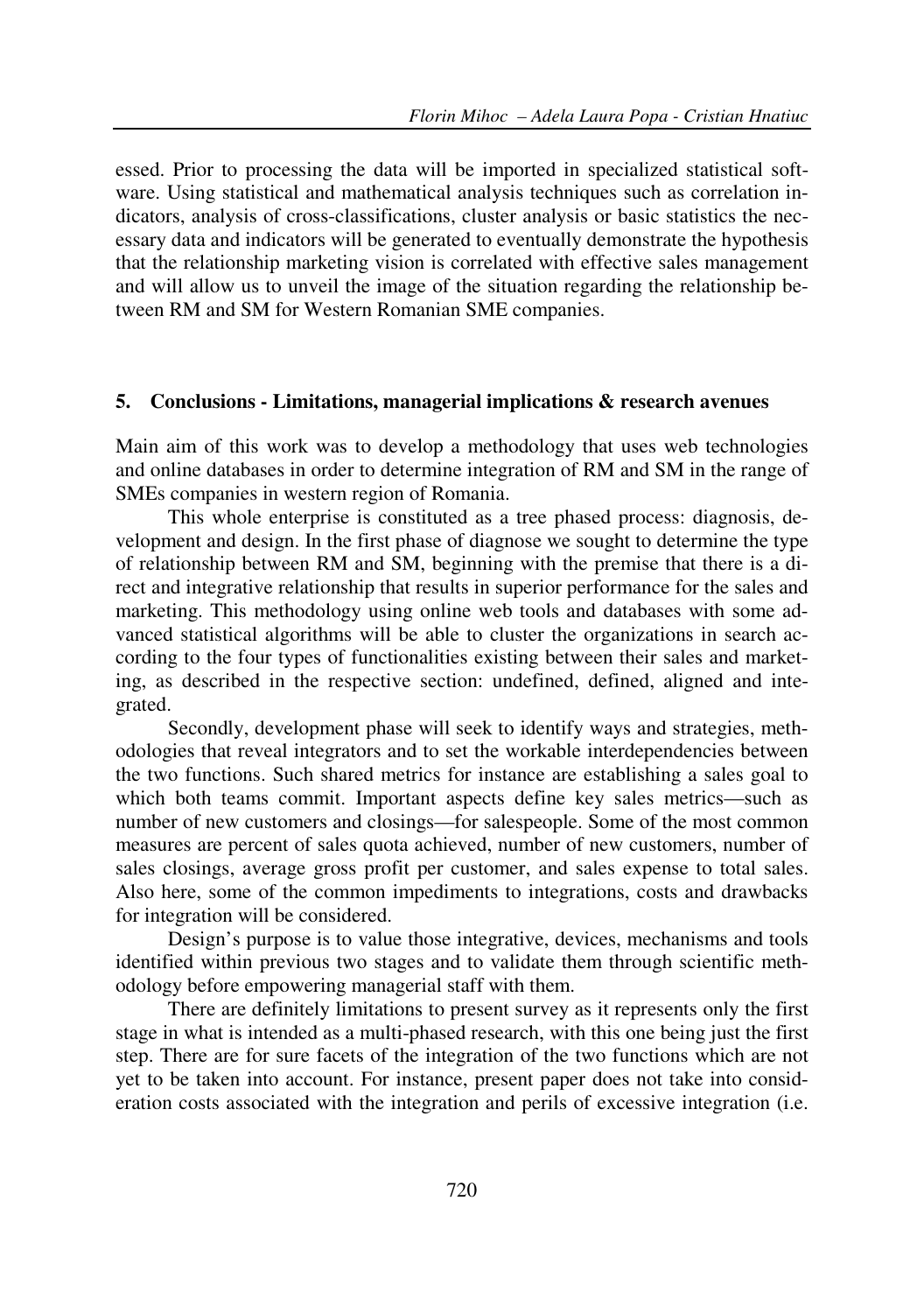essed. Prior to processing the data will be imported in specialized statistical software. Using statistical and mathematical analysis techniques such as correlation indicators, analysis of cross-classifications, cluster analysis or basic statistics the necessary data and indicators will be generated to eventually demonstrate the hypothesis that the relationship marketing vision is correlated with effective sales management and will allow us to unveil the image of the situation regarding the relationship between RM and SM for Western Romanian SME companies.

## 5. Conclusions - Limitations, managerial implications & research avenues

Main aim of this work was to develop a methodology that uses web technologies and online databases in order to determine integration of RM and SM in the range of SMEs companies in western region of Romania.

This whole enterprise is constituted as a tree phased process: diagnosis, development and design. In the first phase of diagnose we sought to determine the type of relationship between RM and SM, beginning with the premise that there is a direct and integrative relationship that results in superior performance for the sales and marketing. This methodology using online web tools and databases with some advanced statistical algorithms will be able to cluster the organizations in search according to the four types of functionalities existing between their sales and marketing, as described in the respective section: undefined, defined, aligned and integrated.

Secondly, development phase will seek to identify ways and strategies, methodologies that reveal integrators and to set the workable interdependencies between the two functions. Such shared metrics for instance are establishing a sales goal to which both teams commit. Important aspects define key sales metrics—such as number of new customers and closings—for salespeople. Some of the most common measures are percent of sales quota achieved, number of new customers, number of sales closings, average gross profit per customer, and sales expense to total sales. Also here, some of the common impediments to integrations, costs and drawbacks for integration will be considered.

Design's purpose is to value those integrative, devices, mechanisms and tools identified within previous two stages and to validate them through scientific methodology before empowering managerial staff with them.

There are definitely limitations to present survey as it represents only the first stage in what is intended as a multi-phased research, with this one being just the first step. There are for sure facets of the integration of the two functions which are not yet to be taken into account. For instance, present paper does not take into consideration costs associated with the integration and perils of excessive integration (i.e.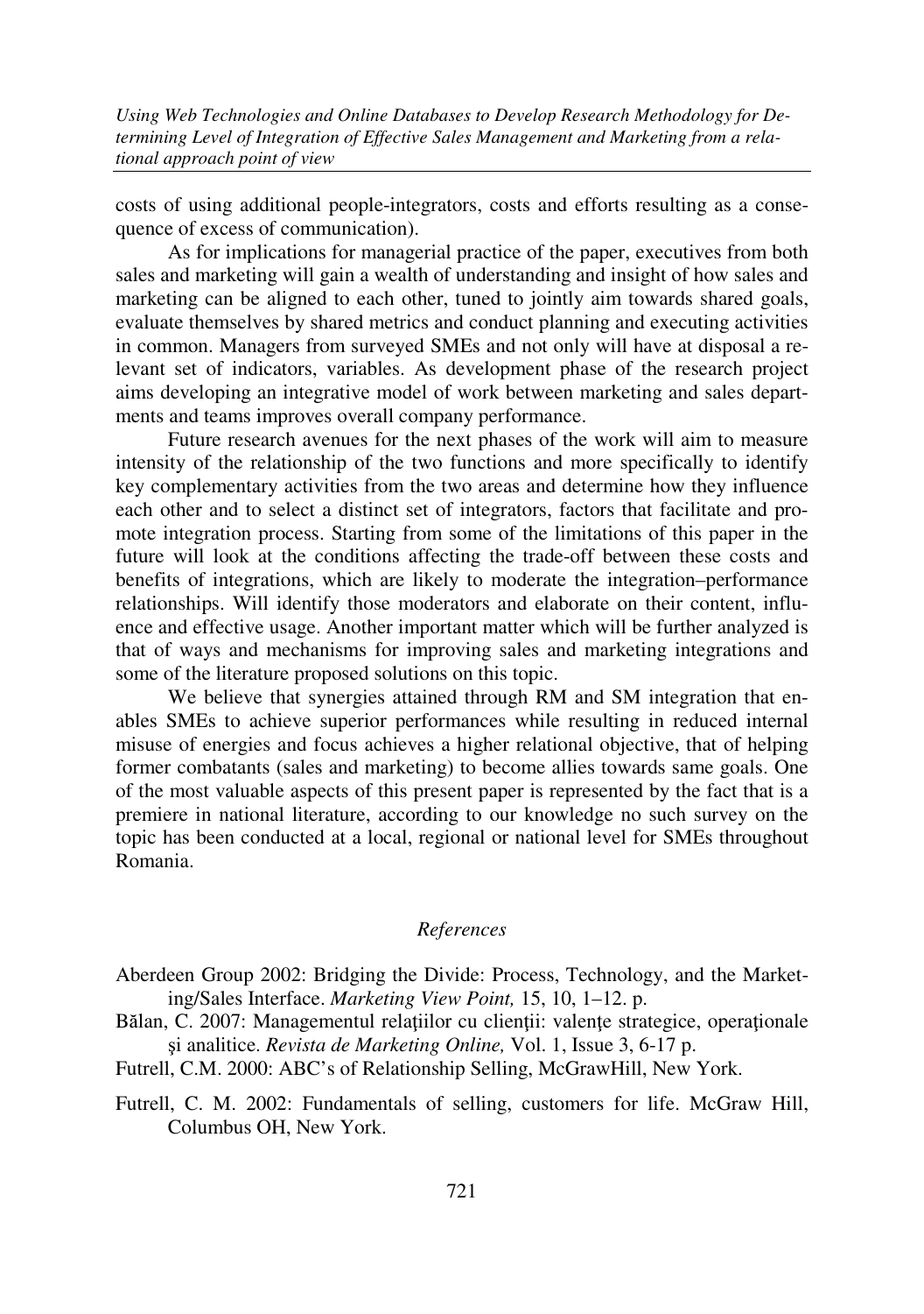costs of using additional people-integrators, costs and efforts resulting as a consequence of excess of communication).

As for implications for managerial practice of the paper, executives from both sales and marketing will gain a wealth of understanding and insight of how sales and marketing can be aligned to each other, tuned to jointly aim towards shared goals, evaluate themselves by shared metrics and conduct planning and executing activities in common. Managers from surveyed SMEs and not only will have at disposal a relevant set of indicators, variables. As development phase of the research project aims developing an integrative model of work between marketing and sales departments and teams improves overall company performance.

Future research avenues for the next phases of the work will aim to measure intensity of the relationship of the two functions and more specifically to identify key complementary activities from the two areas and determine how they influence each other and to select a distinct set of integrators, factors that facilitate and promote integration process. Starting from some of the limitations of this paper in the future will look at the conditions affecting the trade-off between these costs and benefits of integrations, which are likely to moderate the integration–performance relationships. Will identify those moderators and elaborate on their content, influence and effective usage. Another important matter which will be further analyzed is that of ways and mechanisms for improving sales and marketing integrations and some of the literature proposed solutions on this topic.

We believe that synergies attained through RM and SM integration that enables SMEs to achieve superior performances while resulting in reduced internal misuse of energies and focus achieves a higher relational objective, that of helping former combatants (sales and marketing) to become allies towards same goals. One of the most valuable aspects of this present paper is represented by the fact that is a premiere in national literature, according to our knowledge no such survey on the topic has been conducted at a local, regional or national level for SMEs throughout Romania.

## *References*

Aberdeen Group 2002: Bridging the Divide: Process, Technology, and the Marketing/Sales Interface. *Marketing View Point,* 15, 10, 1–12. p.

Bălan, C. 2007: Managementul relaţiilor cu clienţii: valenţe strategice, operaţionale şi analitice. *Revista de Marketing Online,* Vol. 1, Issue 3, 6-17 p.

Futrell, C.M. 2000: ABC's of Relationship Selling, McGrawHill, New York.

Futrell, C. M. 2002: Fundamentals of selling, customers for life. McGraw Hill, Columbus OH, New York.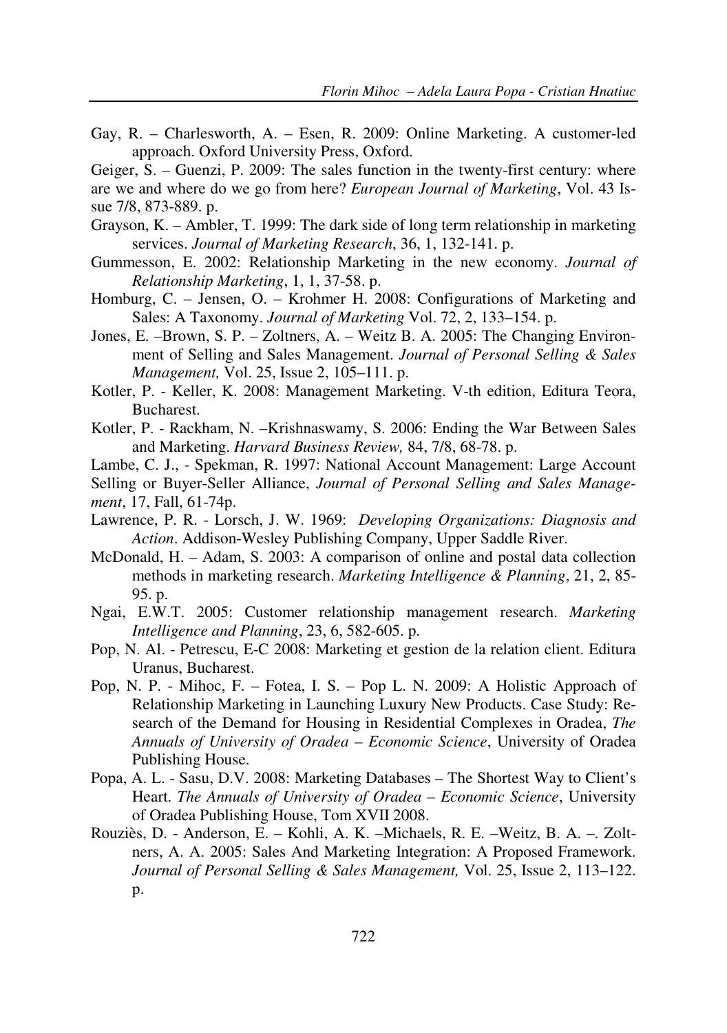Gay, R. – Charlesworth, A. – Esen, R. 2009: Online Marketing. A customer-led approach. Oxford University Press, Oxford.

Geiger, S. – Guenzi, P. 2009: The sales function in the twenty-first century: where are we and where do we go from here? *European Journal of Marketing*, Vol. 43 Issue 7/8, 873-889. p.

Grayson, K. – Ambler, T. 1999: The dark side of long term relationship in marketing services. *Journal of Marketing Research*, 36, 1, 132-141. p.

Gummesson, E. 2002: Relationship Marketing in the new economy. *Journal of Relationship Marketing*, 1, 1, 37-58. p.

Homburg, C. – Jensen, O. – Krohmer H. 2008: Configurations of Marketing and Sales: A Taxonomy. *Journal of Marketing* Vol. 72, 2, 133–154. p.

Jones, E. –Brown, S. P. – Zoltners, A. – Weitz B. A. 2005: The Changing Environment of Selling and Sales Management. *Journal of Personal Selling & Sales Management,* Vol. 25, Issue 2, 105–111. p.

Kotler, P. - Keller, K. 2008: Management Marketing. V-th edition, Editura Teora, Bucharest.

Kotler, P. - Rackham, N. –Krishnaswamy, S. 2006: Ending the War Between Sales and Marketing. *Harvard Business Review,* 84, 7/8, 68-78. p.

Lambe, C. J., - Spekman, R. 1997: National Account Management: Large Account Selling or Buyer-Seller Alliance, *Journal of Personal Selling and Sales Management*, 17, Fall, 61-74p.

Lawrence, P. R. - Lorsch, J. W. 1969: *Developing Organizations: Diagnosis and Action*. Addison-Wesley Publishing Company, Upper Saddle River.

McDonald, H. – Adam, S. 2003: A comparison of online and postal data collection methods in marketing research. *Marketing Intelligence & Planning*, 21, 2, 85-95. p.

Ngai, E.W.T. 2005: Customer relationship management research. *Marketing Intelligence and Planning*, 23, 6, 582-605. p.

Pop, N. Al. - Petrescu, E-C 2008: Marketing et gestion de la relation client. Editura Uranus, Bucharest.

Pop, N. P. - Mihoc, F. – Fotea, I. S. – Pop L. N. 2009: A Holistic Approach of Relationship Marketing in Launching Luxury New Products. Case Study: Research of the Demand for Housing in Residential Complexes in Oradea, *The Annuals of University of Oradea – Economic Science*, University of Oradea Publishing House.

Popa, A. L. - Sasu, D.V. 2008: Marketing Databases – The Shortest Way to Client's Heart. *The Annuals of University of Oradea – Economic Science*, University of Oradea Publishing House, Tom XVII 2008.

Rouziès, D. - Anderson, E. – Kohli, A. K. –Michaels, R. E. –Weitz, B. A. –. Zoltners, A. A. 2005: Sales And Marketing Integration: A Proposed Framework. *Journal of Personal Selling & Sales Management,* Vol. 25, Issue 2, 113–122. p.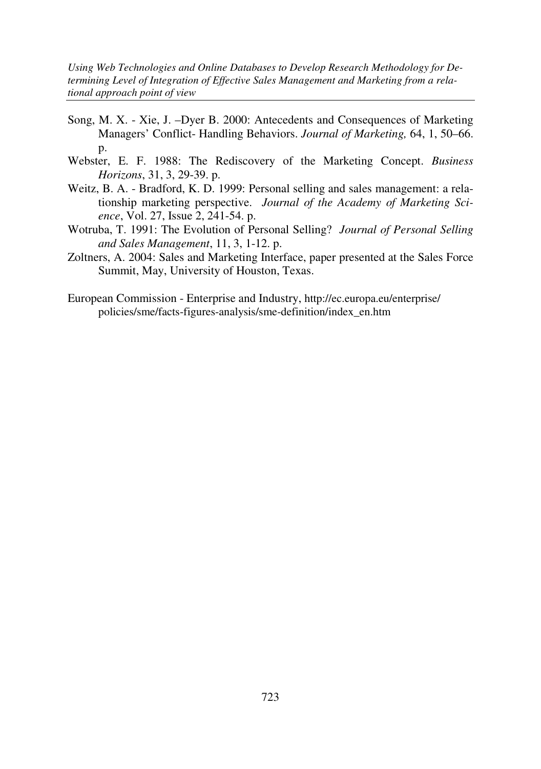Song, M. X. - Xie, J. –Dyer B. 2000: Antecedents and Consequences of Marketing Managers' Conflict- Handling Behaviors. *Journal of Marketing,* 64, 1, 50–66. p.

Webster, E. F. 1988: The Rediscovery of the Marketing Concept. *Business Horizons*, 31, 3, 29-39. p.

Weitz, B. A. - Bradford, K. D. 1999: Personal selling and sales management: a relationship marketing perspective. *Journal of the Academy of Marketing Science*, Vol. 27, Issue 2, 241-54. p.

Wotruba, T. 1991: The Evolution of Personal Selling? *Journal of Personal Selling and Sales Management*, 11, 3, 1-12. p.

Zoltners, A. 2004: Sales and Marketing Interface, paper presented at the Sales Force Summit, May, University of Houston, Texas.

European Commission - Enterprise and Industry, http://ec.europa.eu/enterprise/policies/sme/facts-figures-analysis/sme-definition/index_en.htm